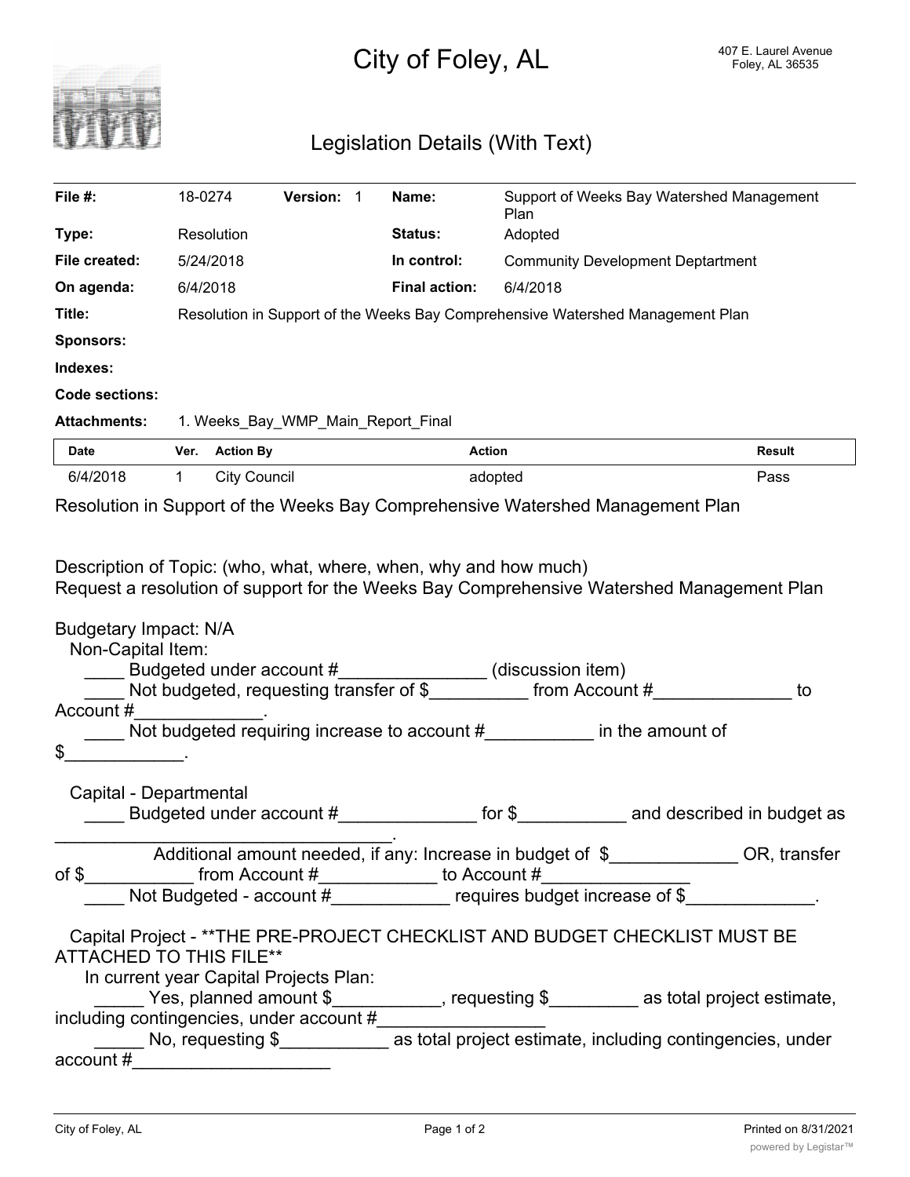# City of Foley, AL

407 E. Laurel Avenue
Foley, AL 36535

## Legislation Details (With Text)

| | | | | | |
|---|---|---|---|---|---|
| **File #:** | 18-0274 | **Version:** 1 | | **Name:** | Support of Weeks Bay Watershed Management Plan |
| **Type:** | Resolution | | | **Status:** | Adopted |
| **File created:** | 5/24/2018 | | | **In control:** | Community Development Deptartment |
| **On agenda:** | 6/4/2018 | | | **Final action:** | 6/4/2018 |

**Title:** Resolution in Support of the Weeks Bay Comprehensive Watershed Management Plan

**Sponsors:**

**Indexes:**

**Code sections:**

**Attachments:** 1. Weeks_Bay_WMP_Main_Report_Final

| Date | Ver. | Action By | Action | Result |
|---|---|---|---|---|
| 6/4/2018 | 1 | City Council | adopted | Pass |

Resolution in Support of the Weeks Bay Comprehensive Watershed Management Plan

Description of Topic: (who, what, where, when, why and how much)
Request a resolution of support for the Weeks Bay Comprehensive Watershed Management Plan

Budgetary Impact: N/A

Non-Capital Item:

____ Budgeted under account #_______________ (discussion item)

____ Not budgeted, requesting transfer of $__________ from Account #______________ to Account #_____________.

____ Not budgeted requiring increase to account #___________ in the amount of $____________.

Capital - Departmental

____ Budgeted under account #______________ for $___________ and described in budget as _________________________________.

Additional amount needed, if any: Increase in budget of $_____________ OR, transfer of $___________ from Account #____________ to Account #______________

____ Not Budgeted - account #____________ requires budget increase of $_____________.

Capital Project - **THE PRE-PROJECT CHECKLIST AND BUDGET CHECKLIST MUST BE ATTACHED TO THIS FILE**

In current year Capital Projects Plan:

_____ Yes, planned amount $___________, requesting $_________ as total project estimate, including contingencies, under account #_________________

_____ No, requesting $___________ as total project estimate, including contingencies, under account #____________________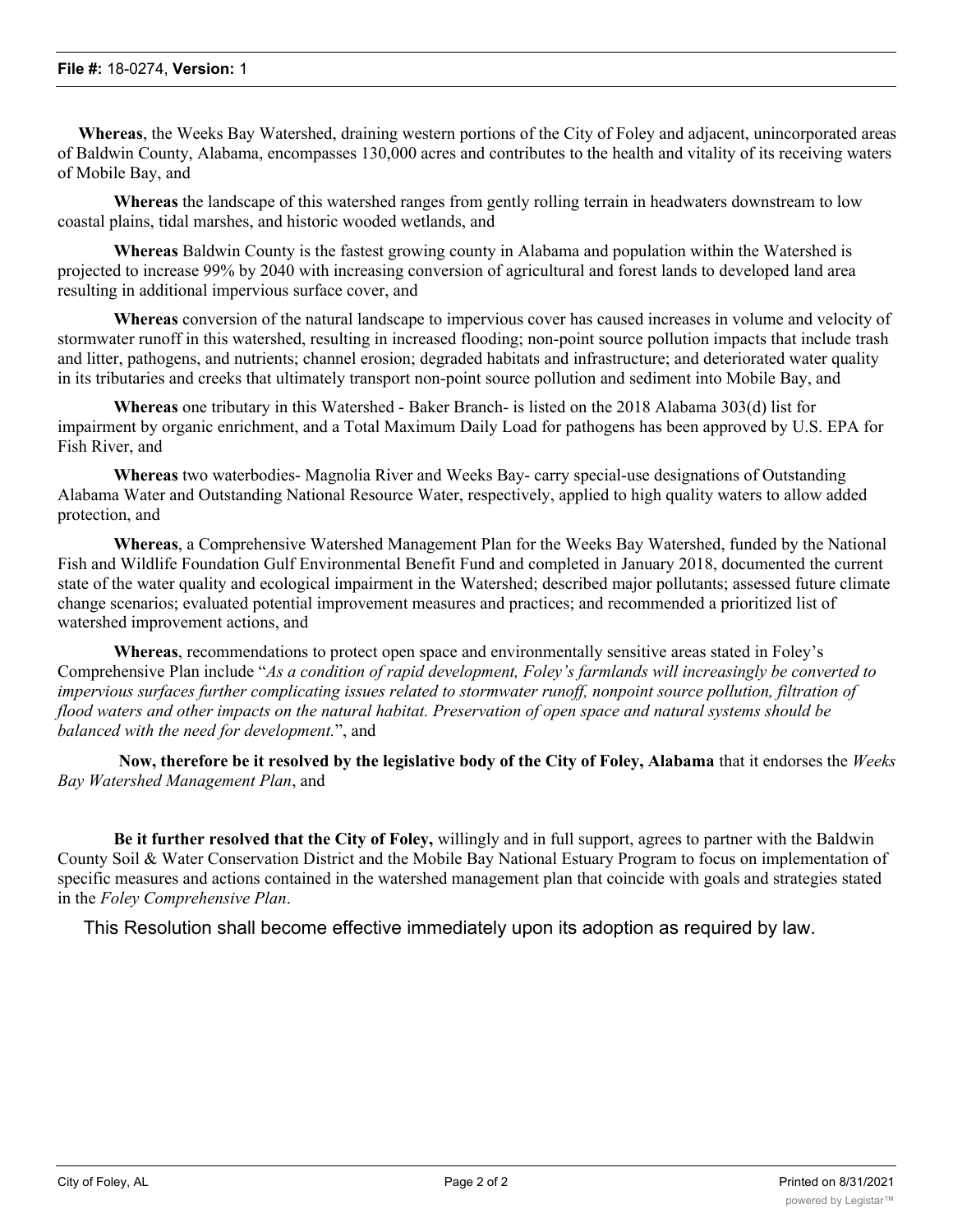**Whereas**, the Weeks Bay Watershed, draining western portions of the City of Foley and adjacent, unincorporated areas of Baldwin County, Alabama, encompasses 130,000 acres and contributes to the health and vitality of its receiving waters of Mobile Bay, and

**Whereas** the landscape of this watershed ranges from gently rolling terrain in headwaters downstream to low coastal plains, tidal marshes, and historic wooded wetlands, and

**Whereas** Baldwin County is the fastest growing county in Alabama and population within the Watershed is projected to increase 99% by 2040 with increasing conversion of agricultural and forest lands to developed land area resulting in additional impervious surface cover, and

**Whereas** conversion of the natural landscape to impervious cover has caused increases in volume and velocity of stormwater runoff in this watershed, resulting in increased flooding; non-point source pollution impacts that include trash and litter, pathogens, and nutrients; channel erosion; degraded habitats and infrastructure; and deteriorated water quality in its tributaries and creeks that ultimately transport non-point source pollution and sediment into Mobile Bay, and

**Whereas** one tributary in this Watershed - Baker Branch- is listed on the 2018 Alabama 303(d) list for impairment by organic enrichment, and a Total Maximum Daily Load for pathogens has been approved by U.S. EPA for Fish River, and

**Whereas** two waterbodies- Magnolia River and Weeks Bay- carry special-use designations of Outstanding Alabama Water and Outstanding National Resource Water, respectively, applied to high quality waters to allow added protection, and

**Whereas**, a Comprehensive Watershed Management Plan for the Weeks Bay Watershed, funded by the National Fish and Wildlife Foundation Gulf Environmental Benefit Fund and completed in January 2018, documented the current state of the water quality and ecological impairment in the Watershed; described major pollutants; assessed future climate change scenarios; evaluated potential improvement measures and practices; and recommended a prioritized list of watershed improvement actions, and

**Whereas**, recommendations to protect open space and environmentally sensitive areas stated in Foley's Comprehensive Plan include "*As a condition of rapid development, Foley's farmlands will increasingly be converted to impervious surfaces further complicating issues related to stormwater runoff, nonpoint source pollution, filtration of flood waters and other impacts on the natural habitat. Preservation of open space and natural systems should be balanced with the need for development.*", and

**Now, therefore be it resolved by the legislative body of the City of Foley, Alabama** that it endorses the *Weeks Bay Watershed Management Plan*, and

**Be it further resolved that the City of Foley,** willingly and in full support, agrees to partner with the Baldwin County Soil & Water Conservation District and the Mobile Bay National Estuary Program to focus on implementation of specific measures and actions contained in the watershed management plan that coincide with goals and strategies stated in the *Foley Comprehensive Plan*.

This Resolution shall become effective immediately upon its adoption as required by law.